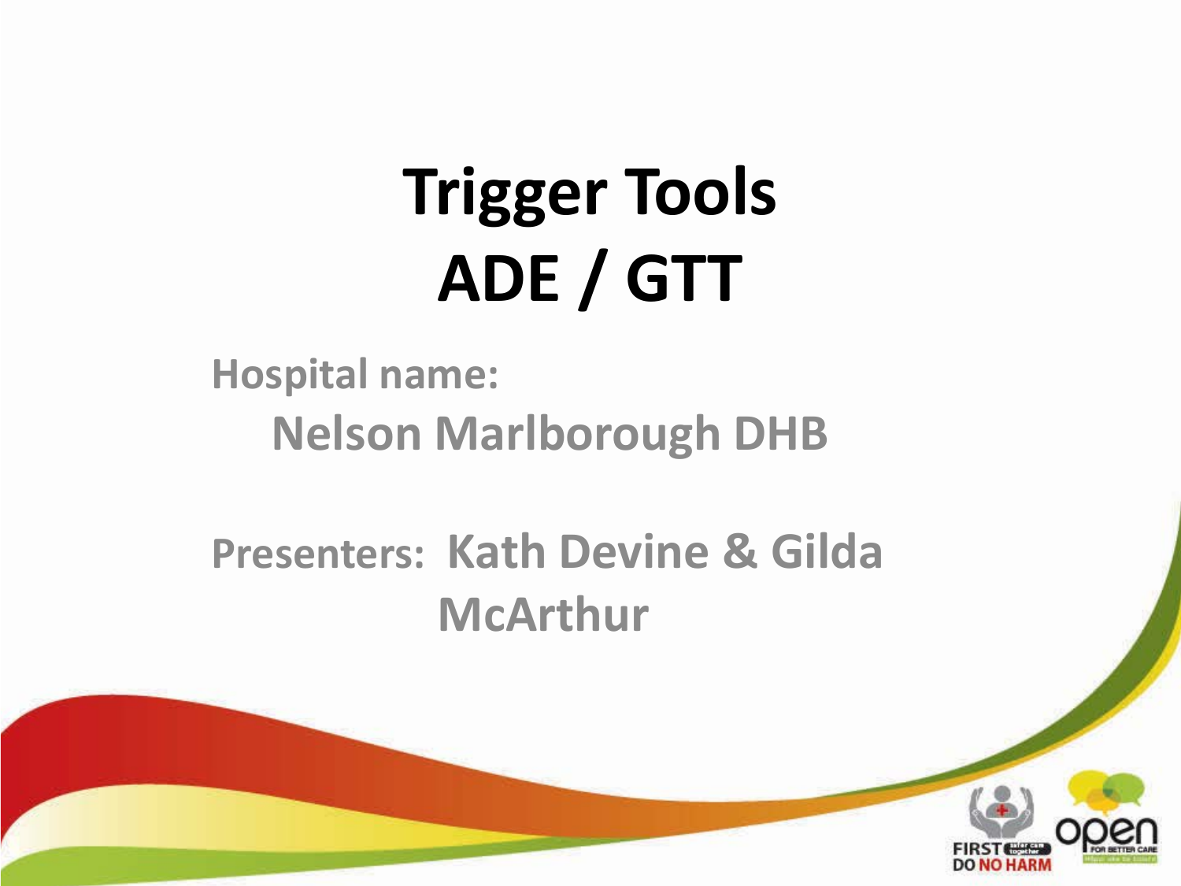# Trigger Tools
# ADE / GTT

**Hospital name:**

**Nelson Marlborough DHB**

**Presenters: Kath Devine & Gilda McArthur**

FIRST DO NO HARM

open FOR BETTER CARE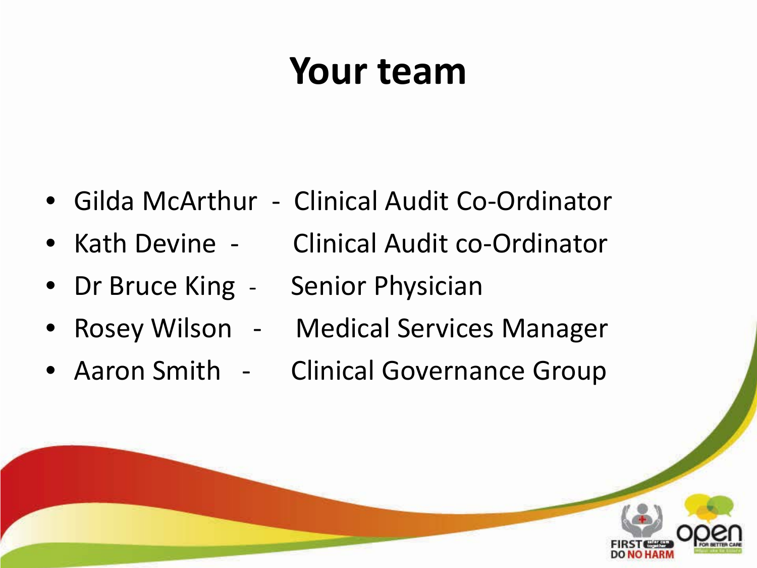# Your team

- Gilda McArthur - Clinical Audit Co-Ordinator
- Kath Devine - Clinical Audit co-Ordinator
- Dr Bruce King - Senior Physician
- Rosey Wilson - Medical Services Manager
- Aaron Smith - Clinical Governance Group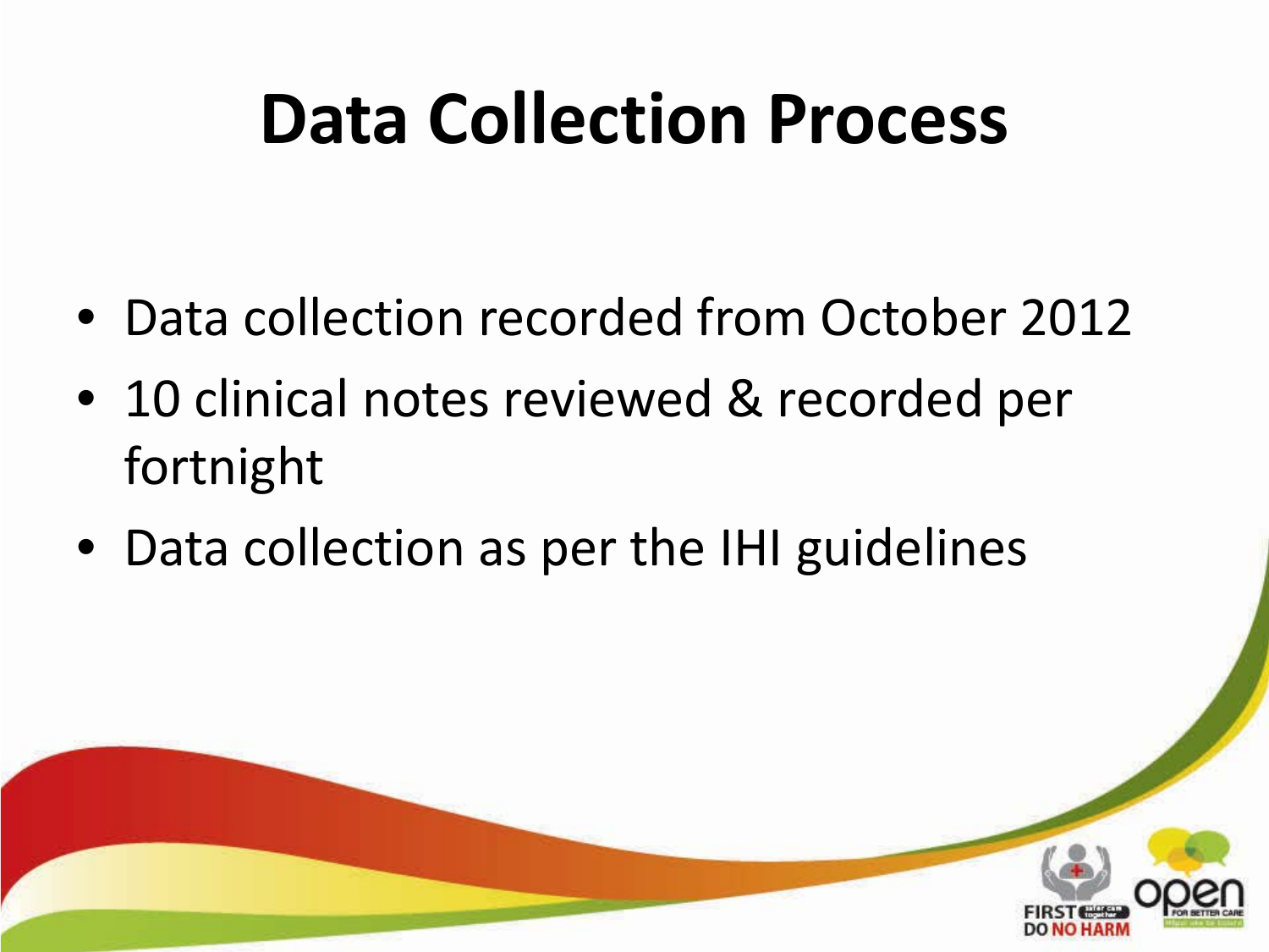# Data Collection Process

- Data collection recorded from October 2012
- 10 clinical notes reviewed & recorded per fortnight
- Data collection as per the IHI guidelines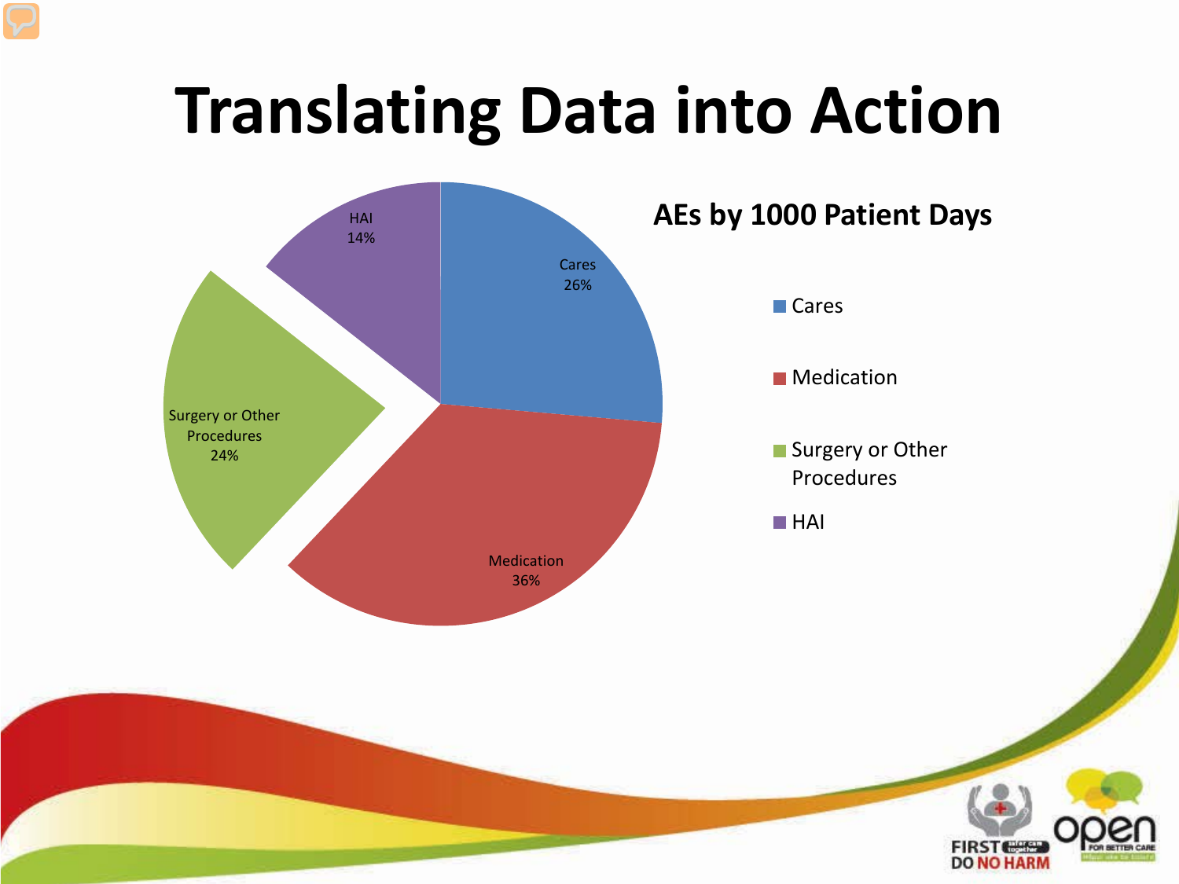# Translating Data into Action

**AEs by 1000 Patient Days**

Cares
26%

Medication
36%

Surgery or Other Procedures
24%

HAI
14%

- Cares
- Medication
- Surgery or Other Procedures
- HAI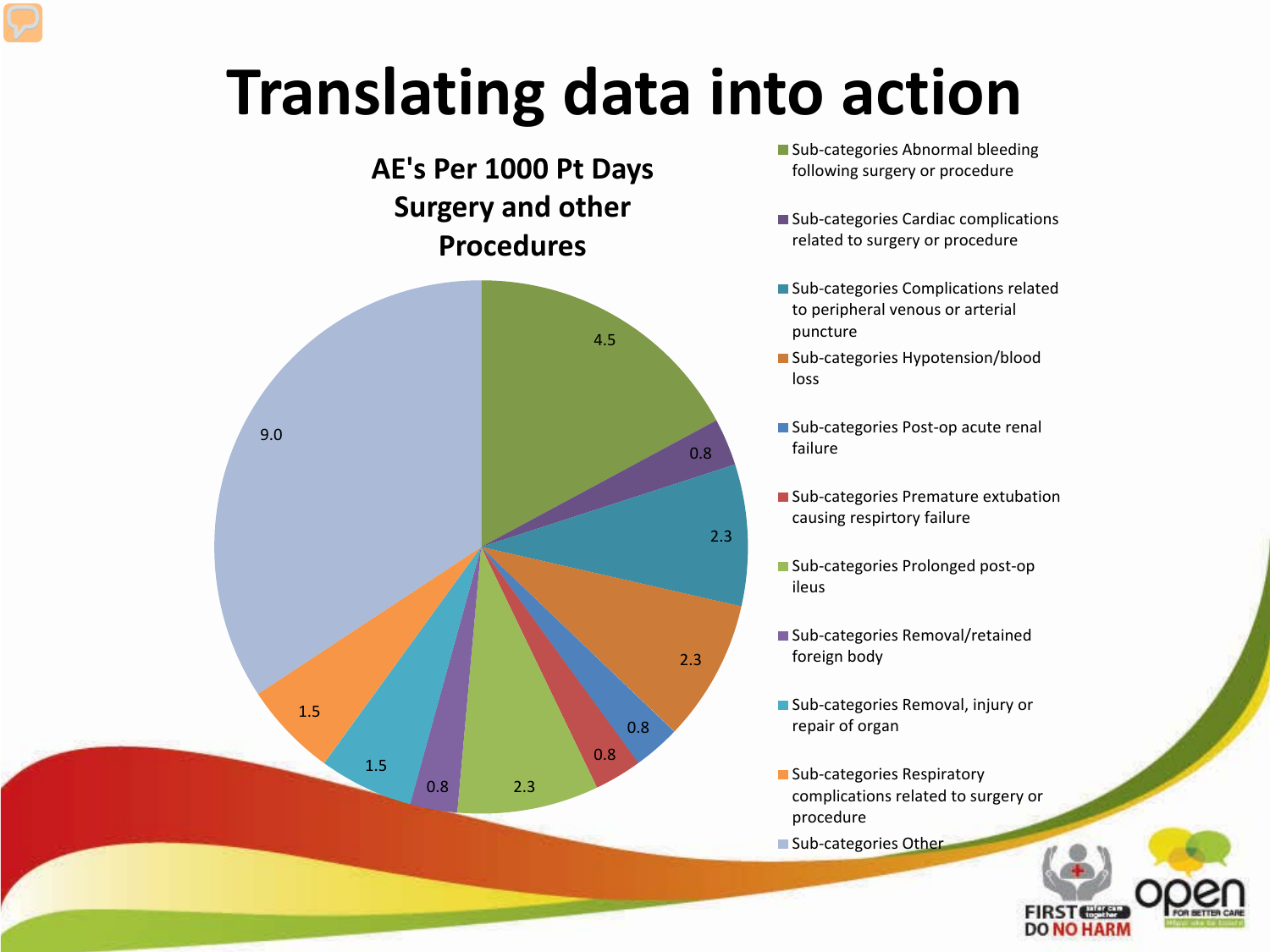# Translating data into action

AE's Per 1000 Pt Days
Surgery and other
Procedures

4.5
0.8
2.3
2.3
0.8
0.8
2.3
0.8
1.5
1.5
9.0

Sub-categories Abnormal bleeding following surgery or procedure
Sub-categories Cardiac complications related to surgery or procedure
Sub-categories Complications related to peripheral venous or arterial puncture
Sub-categories Hypotension/blood loss
Sub-categories Post-op acute renal failure
Sub-categories Premature extubation causing respirtory failure
Sub-categories Prolonged post-op ileus
Sub-categories Removal/retained foreign body
Sub-categories Removal, injury or repair of organ
Sub-categories Respiratory complications related to surgery or procedure
Sub-categories Other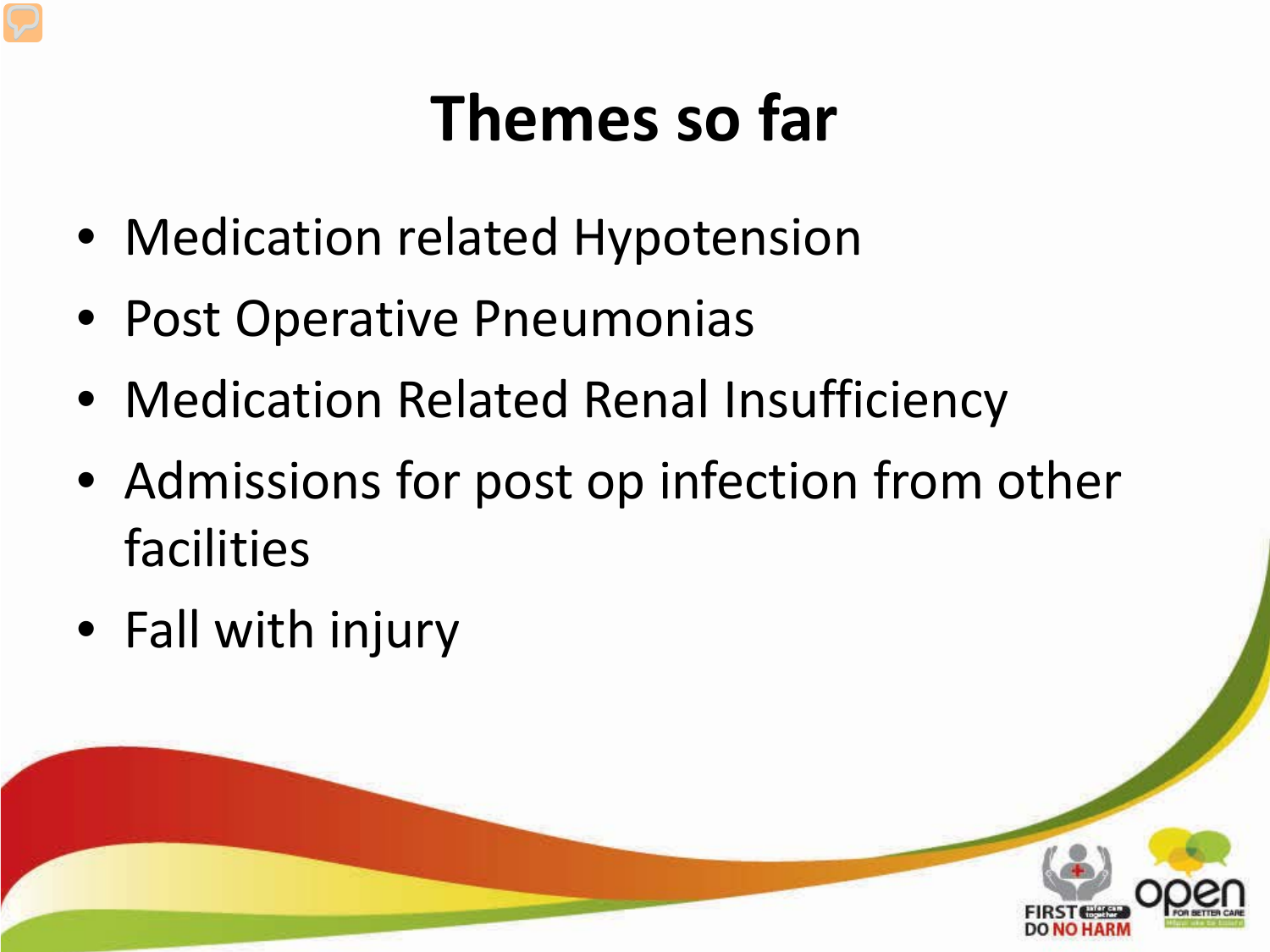# Themes so far

- Medication related Hypotension
- Post Operative Pneumonias
- Medication Related Renal Insufficiency
- Admissions for post op infection from other facilities
- Fall with injury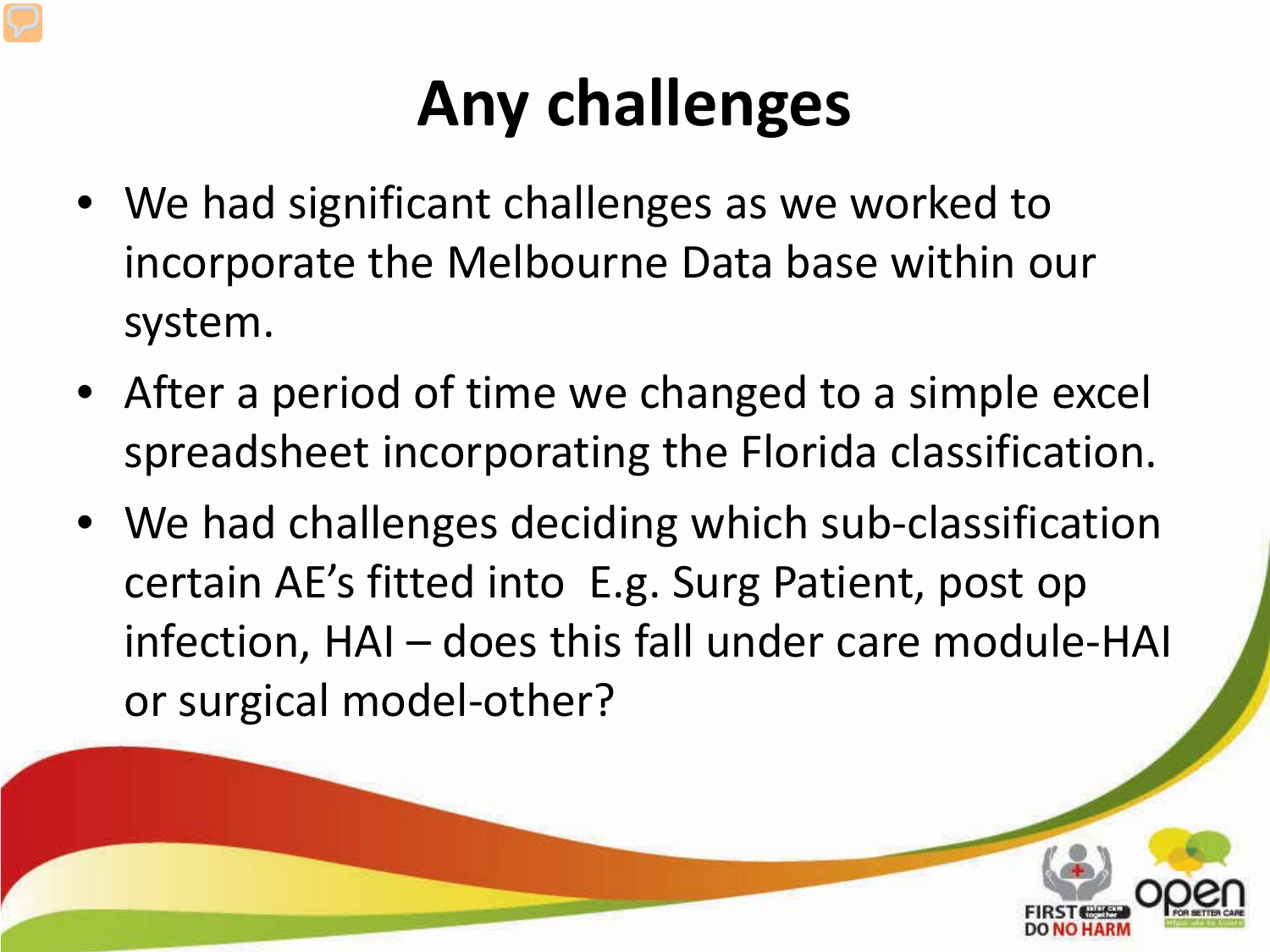# Any challenges

- We had significant challenges as we worked to incorporate the Melbourne Data base within our system.
- After a period of time we changed to a simple excel spreadsheet incorporating the Florida classification.
- We had challenges deciding which sub-classification certain AE's fitted into  E.g. Surg Patient, post op infection, HAI – does this fall under care module-HAI or surgical model-other?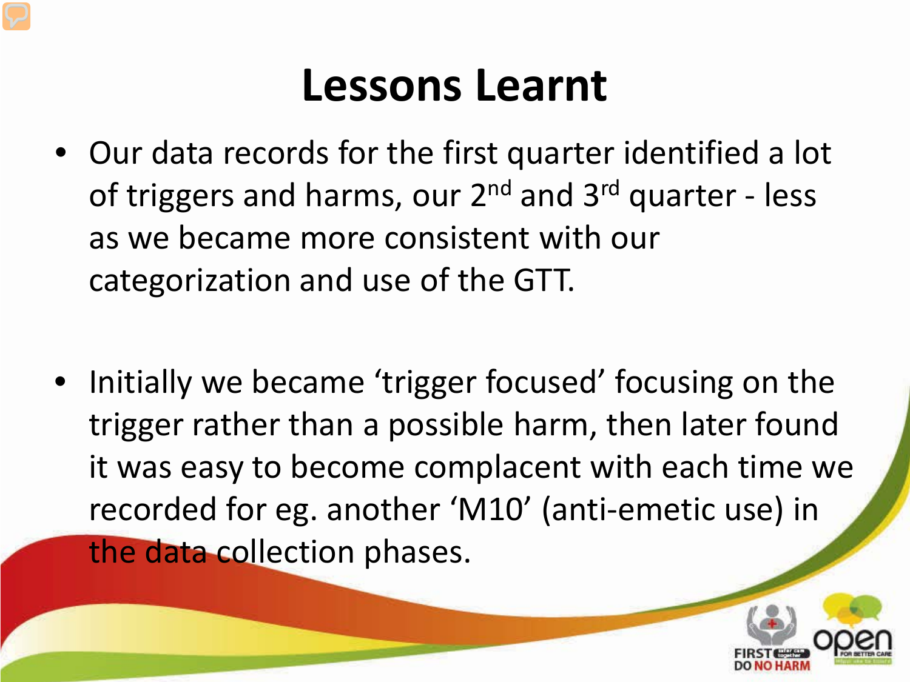# Lessons Learnt

- Our data records for the first quarter identified a lot of triggers and harms, our 2nd and 3rd quarter - less as we became more consistent with our categorization and use of the GTT.

- Initially we became 'trigger focused' focusing on the trigger rather than a possible harm, then later found it was easy to become complacent with each time we recorded for eg. another 'M10' (anti-emetic use) in the data collection phases.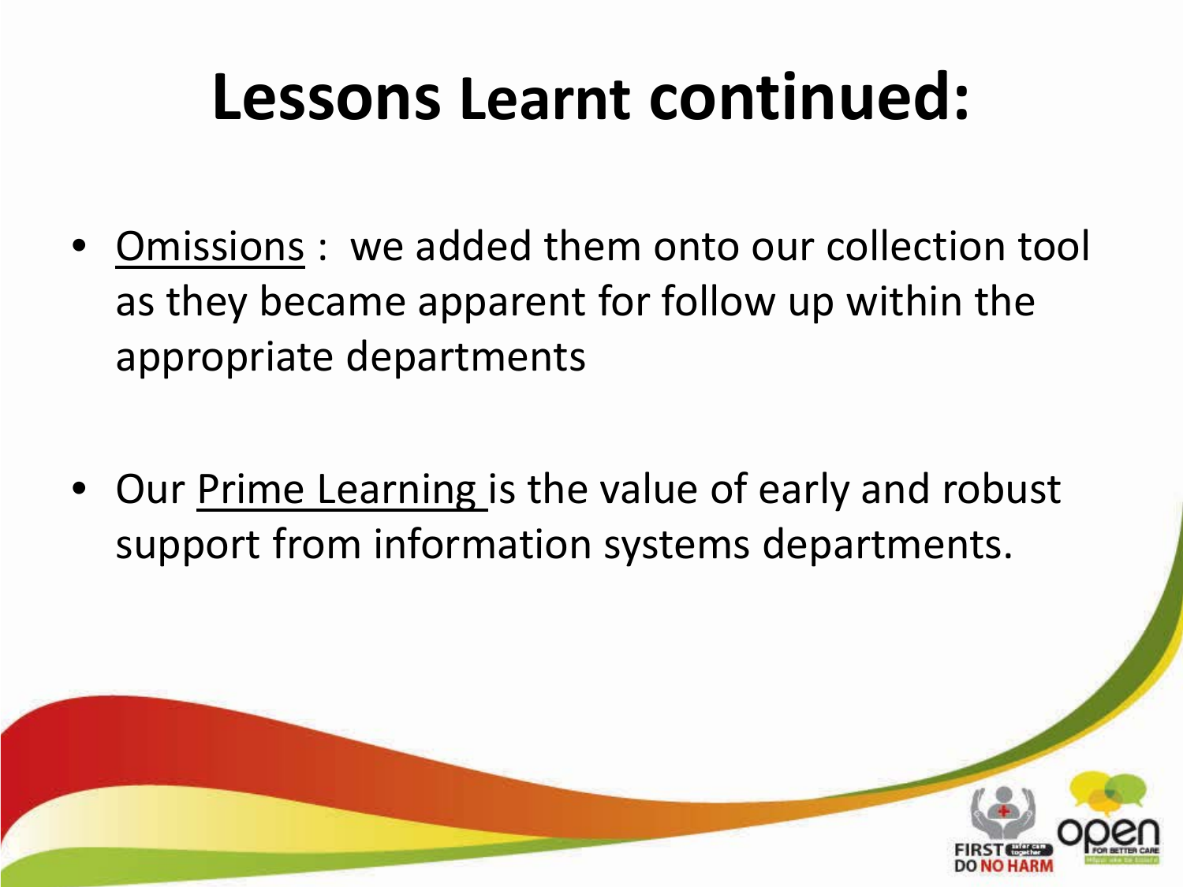# Lessons Learnt continued:

- Omissions : we added them onto our collection tool as they became apparent for follow up within the appropriate departments

- Our Prime Learning is the value of early and robust support from information systems departments.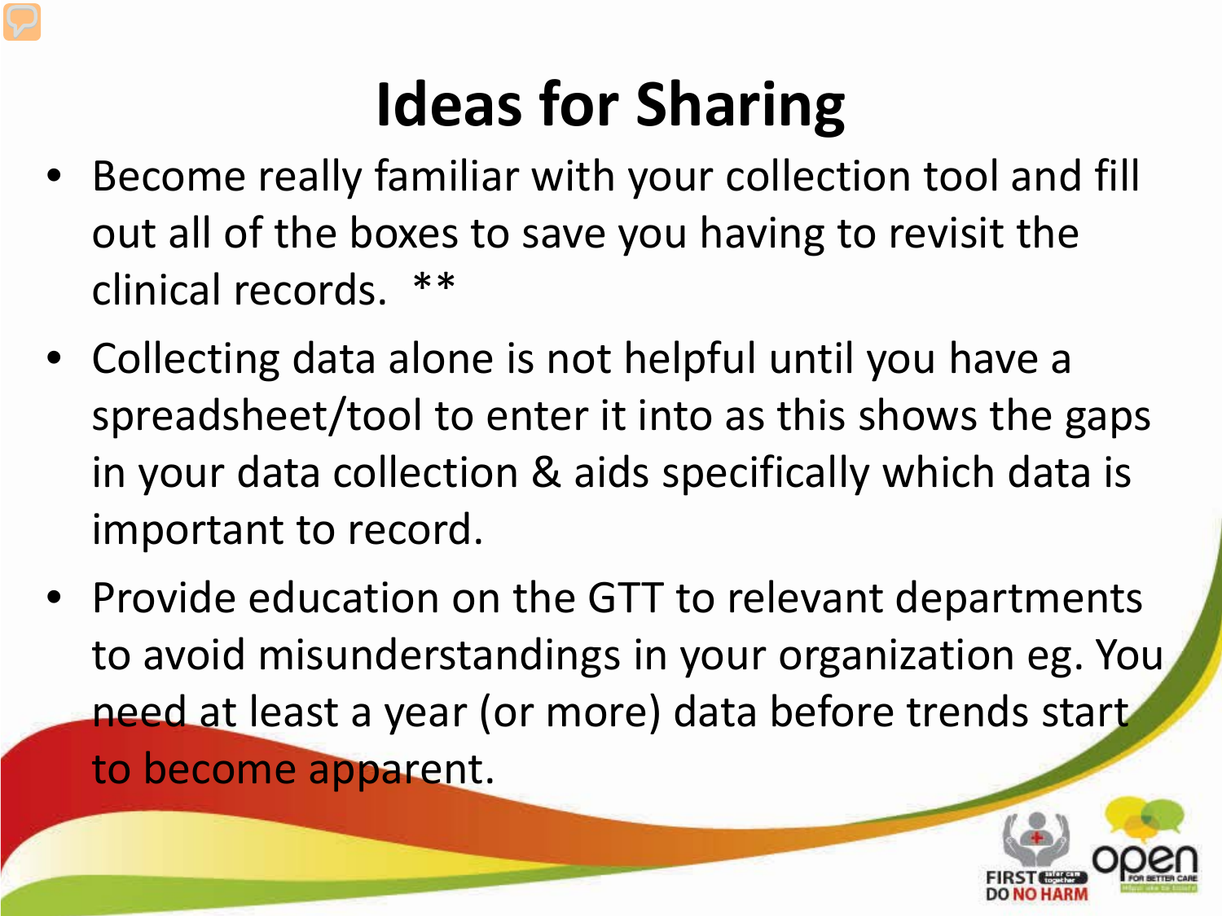# Ideas for Sharing

- Become really familiar with your collection tool and fill out all of the boxes to save you having to revisit the clinical records. **
- Collecting data alone is not helpful until you have a spreadsheet/tool to enter it into as this shows the gaps in your data collection & aids specifically which data is important to record.
- Provide education on the GTT to relevant departments to avoid misunderstandings in your organization eg. You need at least a year (or more) data before trends start to become apparent.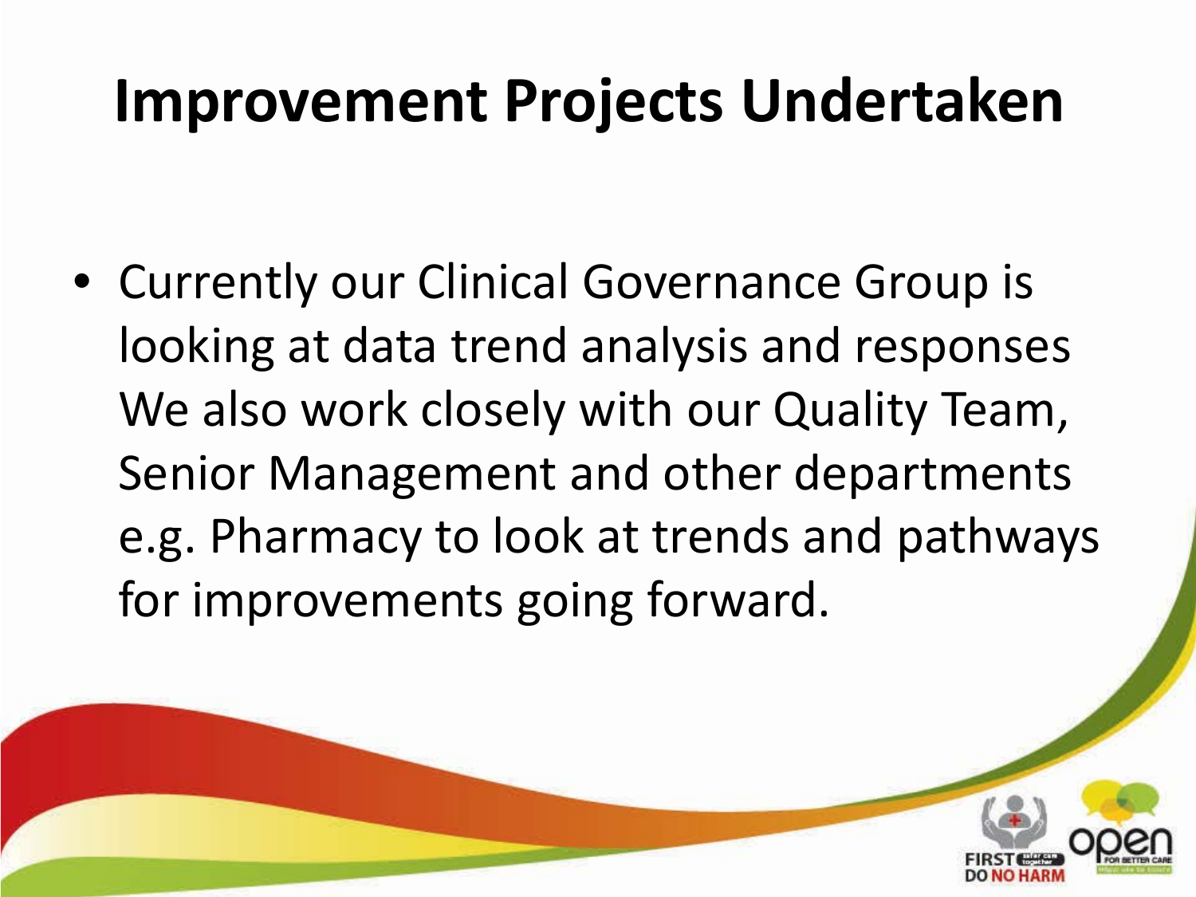# Improvement Projects Undertaken

- Currently our Clinical Governance Group is looking at data trend analysis and responses We also work closely with our Quality Team, Senior Management and other departments e.g. Pharmacy to look at trends and pathways for improvements going forward.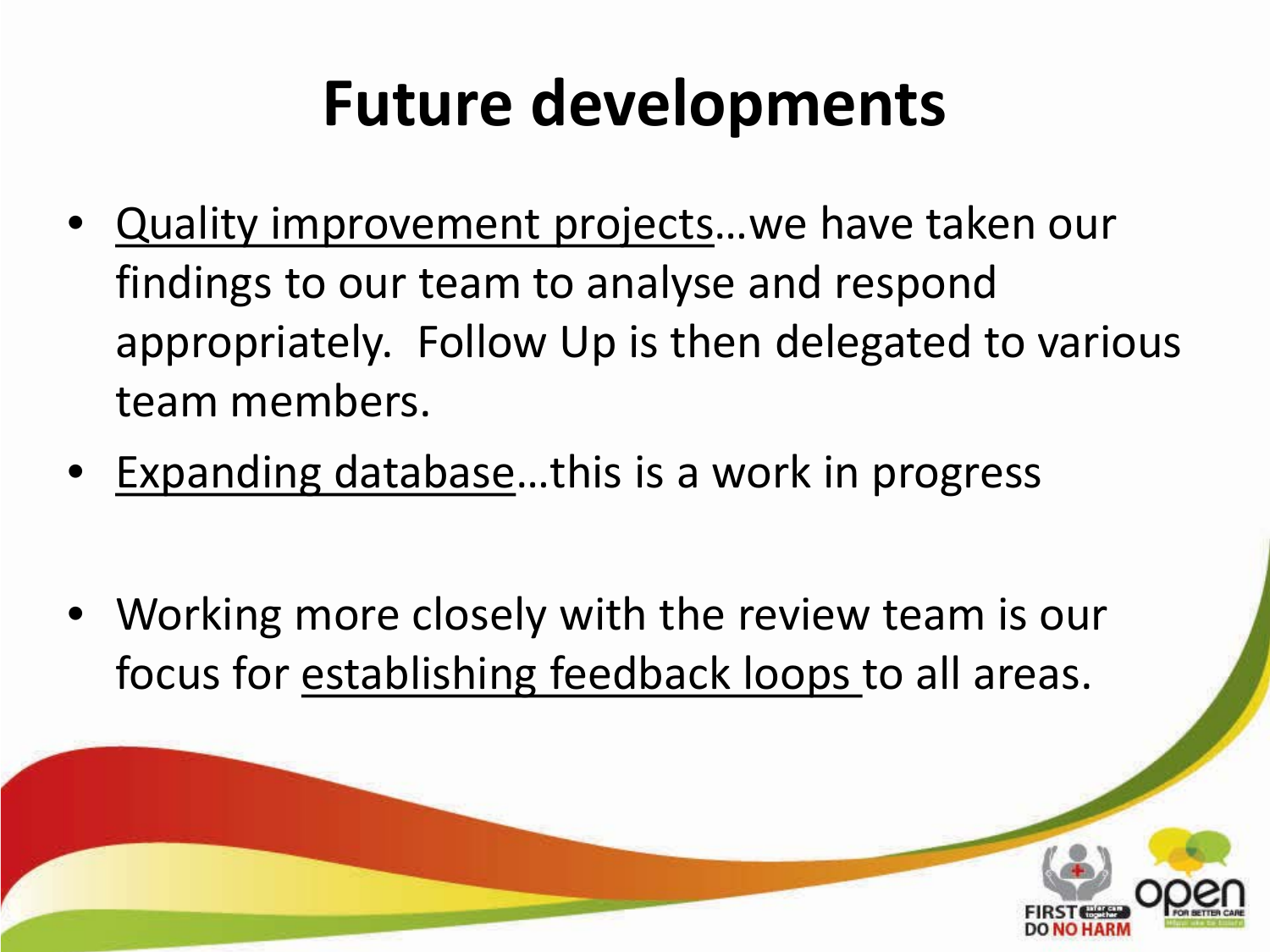# Future developments

- Quality improvement projects…we have taken our findings to our team to analyse and respond appropriately. Follow Up is then delegated to various team members.
- Expanding database…this is a work in progress
- Working more closely with the review team is our focus for establishing feedback loops to all areas.